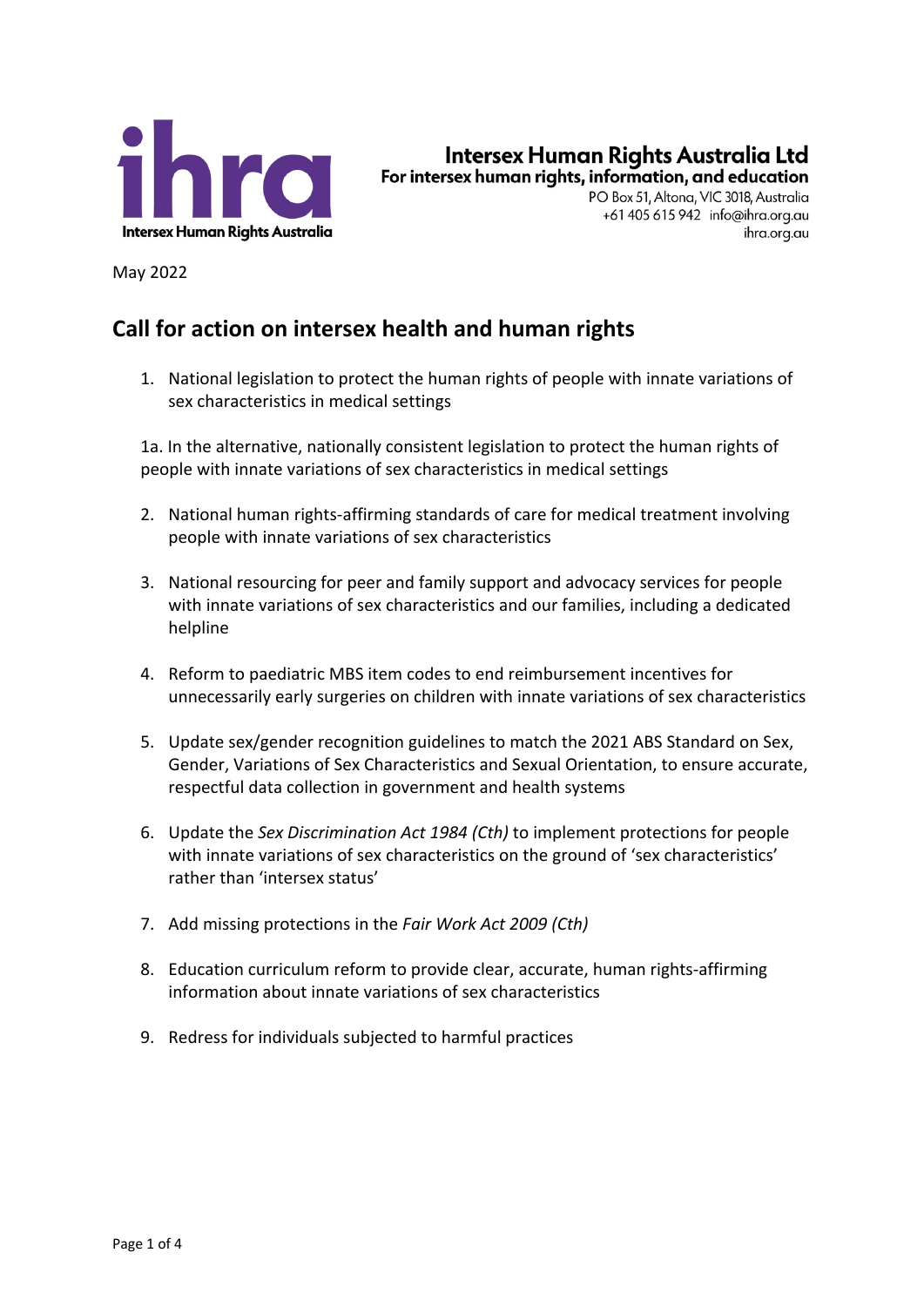**ihra**
Intersex Human Rights Australia

**Intersex Human Rights Australia Ltd**
**For intersex human rights, information, and education**
PO Box 51, Altona, VIC 3018, Australia
+61 405 615 942 info@ihra.org.au
ihra.org.au

May 2022

## Call for action on intersex health and human rights

1. National legislation to protect the human rights of people with innate variations of sex characteristics in medical settings

1a. In the alternative, nationally consistent legislation to protect the human rights of people with innate variations of sex characteristics in medical settings

2. National human rights-affirming standards of care for medical treatment involving people with innate variations of sex characteristics
3. National resourcing for peer and family support and advocacy services for people with innate variations of sex characteristics and our families, including a dedicated helpline
4. Reform to paediatric MBS item codes to end reimbursement incentives for unnecessarily early surgeries on children with innate variations of sex characteristics
5. Update sex/gender recognition guidelines to match the 2021 ABS Standard on Sex, Gender, Variations of Sex Characteristics and Sexual Orientation, to ensure accurate, respectful data collection in government and health systems
6. Update the *Sex Discrimination Act 1984 (Cth)* to implement protections for people with innate variations of sex characteristics on the ground of 'sex characteristics' rather than 'intersex status'
7. Add missing protections in the *Fair Work Act 2009 (Cth)*
8. Education curriculum reform to provide clear, accurate, human rights-affirming information about innate variations of sex characteristics
9. Redress for individuals subjected to harmful practices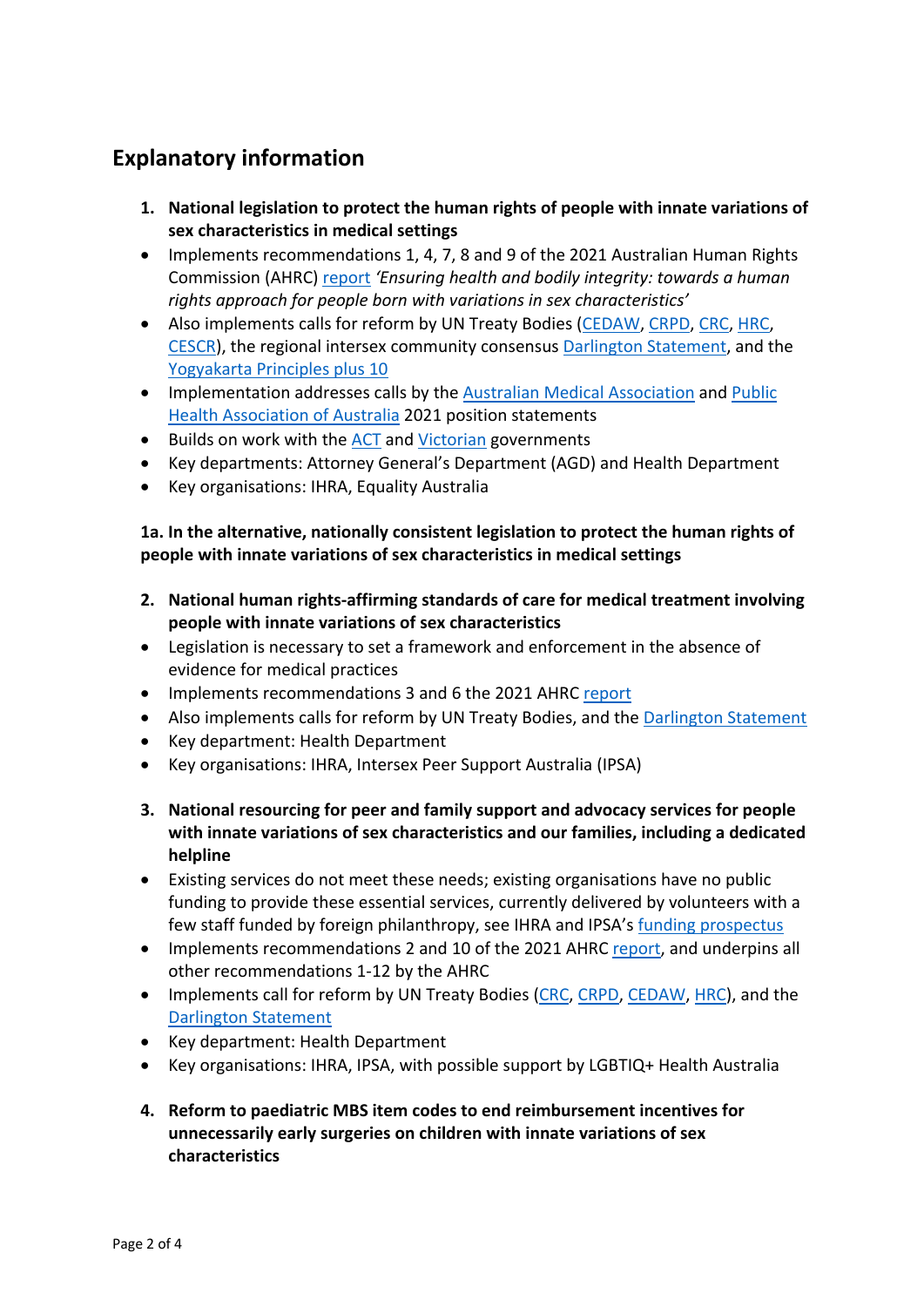## Explanatory information

1. **National legislation to protect the human rights of people with innate variations of sex characteristics in medical settings**

- Implements recommendations 1, 4, 7, 8 and 9 of the 2021 Australian Human Rights Commission (AHRC) report *'Ensuring health and bodily integrity: towards a human rights approach for people born with variations in sex characteristics'*
- Also implements calls for reform by UN Treaty Bodies (CEDAW, CRPD, CRC, HRC, CESCR), the regional intersex community consensus Darlington Statement, and the Yogyakarta Principles plus 10
- Implementation addresses calls by the Australian Medical Association and Public Health Association of Australia 2021 position statements
- Builds on work with the ACT and Victorian governments
- Key departments: Attorney General's Department (AGD) and Health Department
- Key organisations: IHRA, Equality Australia

**1a. In the alternative, nationally consistent legislation to protect the human rights of people with innate variations of sex characteristics in medical settings**

2. **National human rights-affirming standards of care for medical treatment involving people with innate variations of sex characteristics**

- Legislation is necessary to set a framework and enforcement in the absence of evidence for medical practices
- Implements recommendations 3 and 6 the 2021 AHRC report
- Also implements calls for reform by UN Treaty Bodies, and the Darlington Statement
- Key department: Health Department
- Key organisations: IHRA, Intersex Peer Support Australia (IPSA)

3. **National resourcing for peer and family support and advocacy services for people with innate variations of sex characteristics and our families, including a dedicated helpline**

- Existing services do not meet these needs; existing organisations have no public funding to provide these essential services, currently delivered by volunteers with a few staff funded by foreign philanthropy, see IHRA and IPSA's funding prospectus
- Implements recommendations 2 and 10 of the 2021 AHRC report, and underpins all other recommendations 1-12 by the AHRC
- Implements call for reform by UN Treaty Bodies (CRC, CRPD, CEDAW, HRC), and the Darlington Statement
- Key department: Health Department
- Key organisations: IHRA, IPSA, with possible support by LGBTIQ+ Health Australia

4. **Reform to paediatric MBS item codes to end reimbursement incentives for unnecessarily early surgeries on children with innate variations of sex characteristics**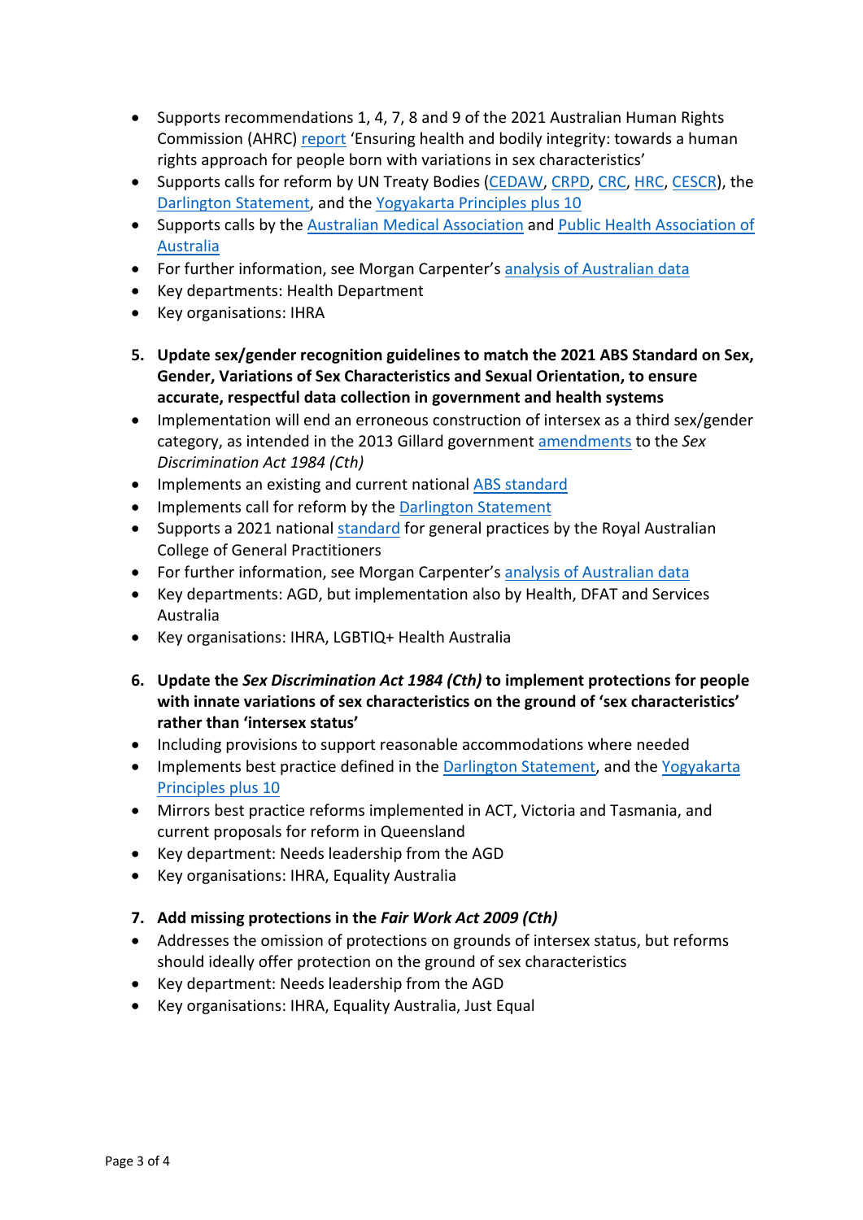- Supports recommendations 1, 4, 7, 8 and 9 of the 2021 Australian Human Rights Commission (AHRC) report 'Ensuring health and bodily integrity: towards a human rights approach for people born with variations in sex characteristics'
- Supports calls for reform by UN Treaty Bodies (CEDAW, CRPD, CRC, HRC, CESCR), the Darlington Statement, and the Yogyakarta Principles plus 10
- Supports calls by the Australian Medical Association and Public Health Association of Australia
- For further information, see Morgan Carpenter's analysis of Australian data
- Key departments: Health Department
- Key organisations: IHRA

5. **Update sex/gender recognition guidelines to match the 2021 ABS Standard on Sex, Gender, Variations of Sex Characteristics and Sexual Orientation, to ensure accurate, respectful data collection in government and health systems**

- Implementation will end an erroneous construction of intersex as a third sex/gender category, as intended in the 2013 Gillard government amendments to the *Sex Discrimination Act 1984 (Cth)*
- Implements an existing and current national ABS standard
- Implements call for reform by the Darlington Statement
- Supports a 2021 national standard for general practices by the Royal Australian College of General Practitioners
- For further information, see Morgan Carpenter's analysis of Australian data
- Key departments: AGD, but implementation also by Health, DFAT and Services Australia
- Key organisations: IHRA, LGBTIQ+ Health Australia

6. **Update the *Sex Discrimination Act 1984 (Cth)* to implement protections for people with innate variations of sex characteristics on the ground of 'sex characteristics' rather than 'intersex status'**

- Including provisions to support reasonable accommodations where needed
- Implements best practice defined in the Darlington Statement, and the Yogyakarta Principles plus 10
- Mirrors best practice reforms implemented in ACT, Victoria and Tasmania, and current proposals for reform in Queensland
- Key department: Needs leadership from the AGD
- Key organisations: IHRA, Equality Australia

7. **Add missing protections in the *Fair Work Act 2009 (Cth)***

- Addresses the omission of protections on grounds of intersex status, but reforms should ideally offer protection on the ground of sex characteristics
- Key department: Needs leadership from the AGD
- Key organisations: IHRA, Equality Australia, Just Equal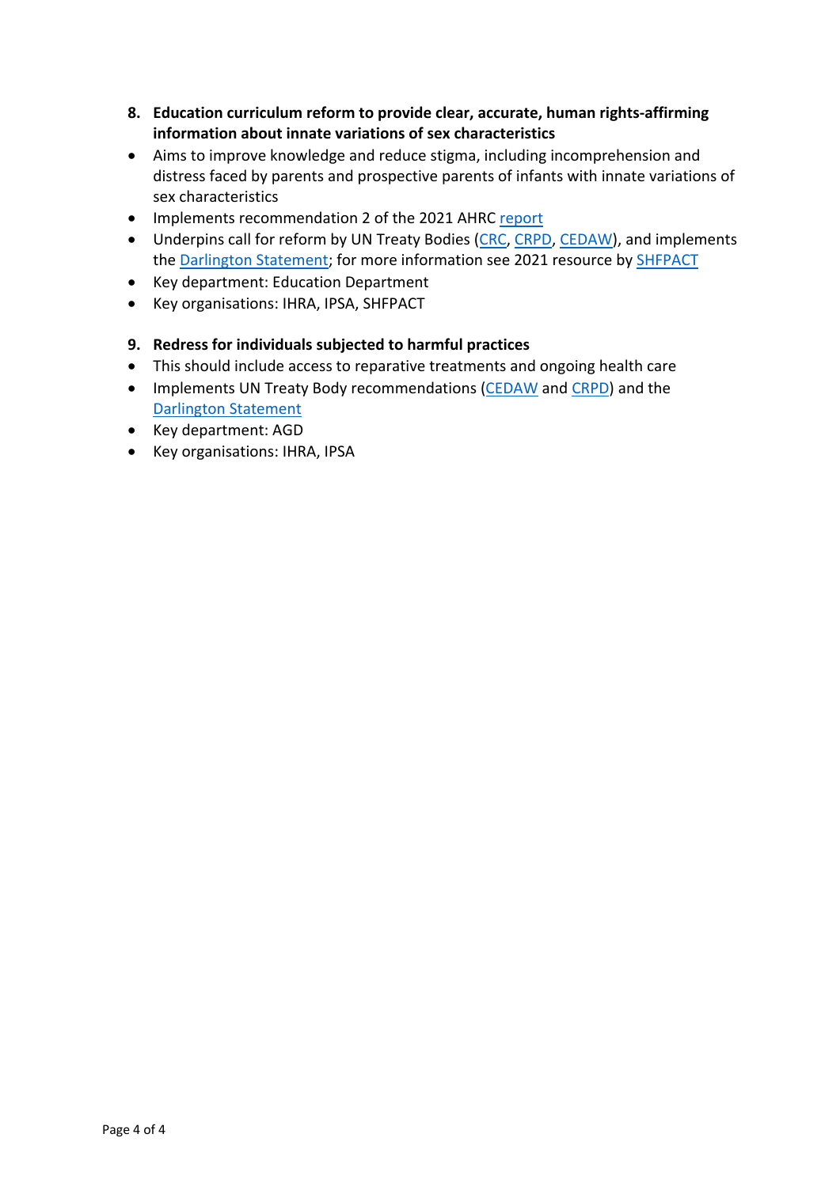8. **Education curriculum reform to provide clear, accurate, human rights-affirming information about innate variations of sex characteristics**

- Aims to improve knowledge and reduce stigma, including incomprehension and distress faced by parents and prospective parents of infants with innate variations of sex characteristics
- Implements recommendation 2 of the 2021 AHRC report
- Underpins call for reform by UN Treaty Bodies (CRC, CRPD, CEDAW), and implements the Darlington Statement; for more information see 2021 resource by SHFPACT
- Key department: Education Department
- Key organisations: IHRA, IPSA, SHFPACT

9. **Redress for individuals subjected to harmful practices**

- This should include access to reparative treatments and ongoing health care
- Implements UN Treaty Body recommendations (CEDAW and CRPD) and the Darlington Statement
- Key department: AGD
- Key organisations: IHRA, IPSA